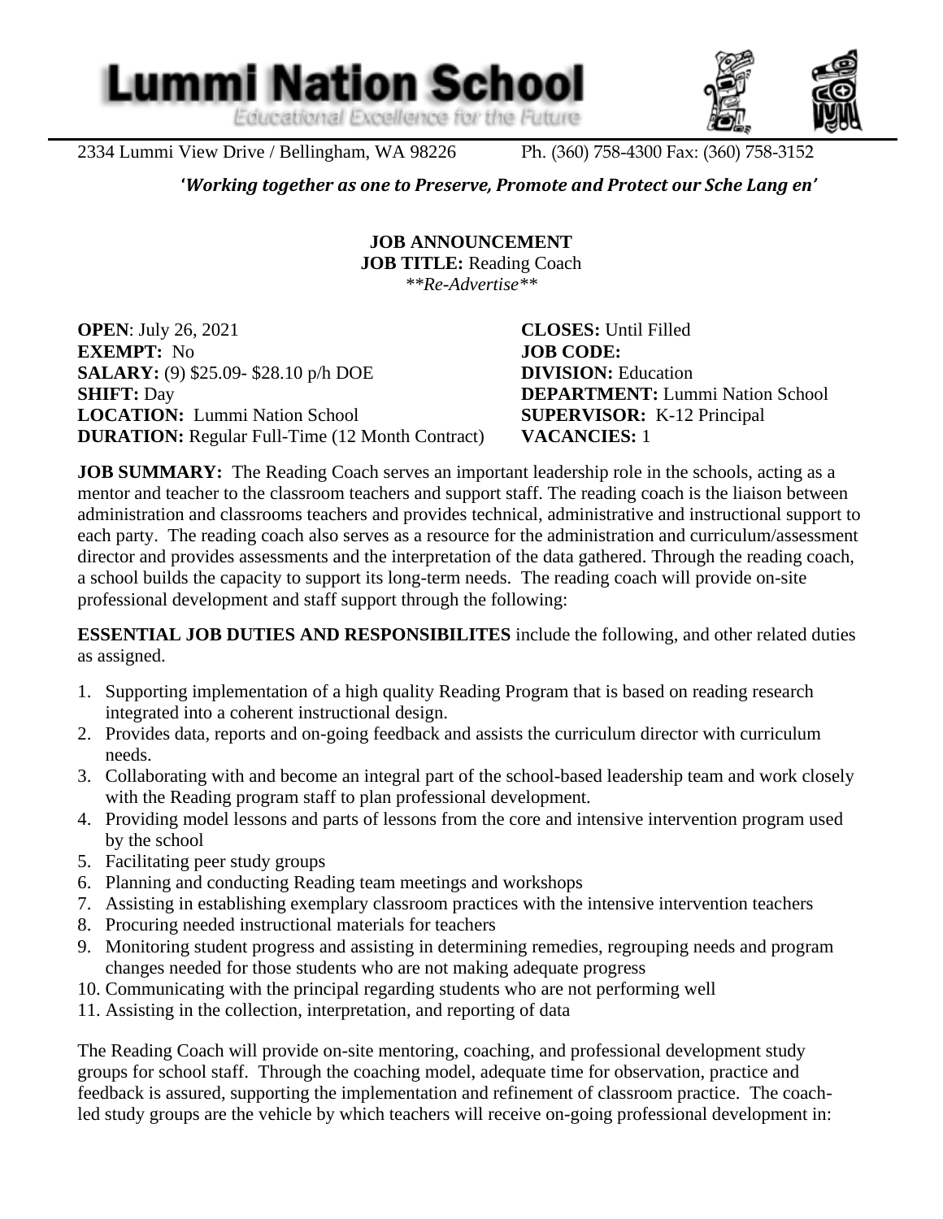# Lummi Nation School

*Educational Excellence for the Future*

2334 Lummi View Drive / Bellingham, WA 98226 Ph. (360) 758-4300 Fax: (360) 758-3152

***'Working together as one to Preserve, Promote and Protect our Sche Lang en'***

**JOB ANNOUNCEMENT**
**JOB TITLE:** Reading Coach
*\*\*Re-Advertise\*\**

**OPEN**: July 26, 2021
**EXEMPT:** No
**SALARY:** (9) $25.09- $28.10 p/h DOE
**SHIFT:** Day
**LOCATION:** Lummi Nation School
**DURATION:** Regular Full-Time (12 Month Contract)

**CLOSES:** Until Filled
**JOB CODE:**
**DIVISION:** Education
**DEPARTMENT:** Lummi Nation School
**SUPERVISOR:** K-12 Principal
**VACANCIES:** 1

**JOB SUMMARY:** The Reading Coach serves an important leadership role in the schools, acting as a mentor and teacher to the classroom teachers and support staff. The reading coach is the liaison between administration and classrooms teachers and provides technical, administrative and instructional support to each party. The reading coach also serves as a resource for the administration and curriculum/assessment director and provides assessments and the interpretation of the data gathered. Through the reading coach, a school builds the capacity to support its long-term needs. The reading coach will provide on-site professional development and staff support through the following:

**ESSENTIAL JOB DUTIES AND RESPONSIBILITES** include the following, and other related duties as assigned.

1. Supporting implementation of a high quality Reading Program that is based on reading research integrated into a coherent instructional design.
2. Provides data, reports and on-going feedback and assists the curriculum director with curriculum needs.
3. Collaborating with and become an integral part of the school-based leadership team and work closely with the Reading program staff to plan professional development.
4. Providing model lessons and parts of lessons from the core and intensive intervention program used by the school
5. Facilitating peer study groups
6. Planning and conducting Reading team meetings and workshops
7. Assisting in establishing exemplary classroom practices with the intensive intervention teachers
8. Procuring needed instructional materials for teachers
9. Monitoring student progress and assisting in determining remedies, regrouping needs and program changes needed for those students who are not making adequate progress
10. Communicating with the principal regarding students who are not performing well
11. Assisting in the collection, interpretation, and reporting of data

The Reading Coach will provide on-site mentoring, coaching, and professional development study groups for school staff. Through the coaching model, adequate time for observation, practice and feedback is assured, supporting the implementation and refinement of classroom practice. The coach-led study groups are the vehicle by which teachers will receive on-going professional development in: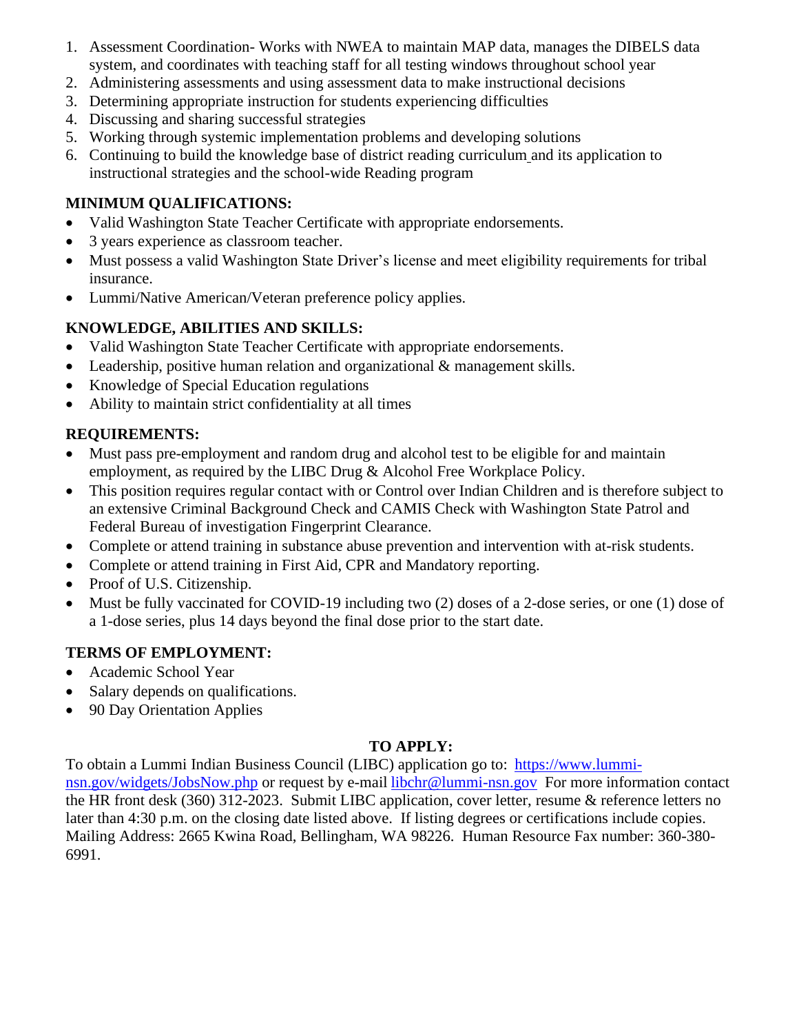1. Assessment Coordination- Works with NWEA to maintain MAP data, manages the DIBELS data system, and coordinates with teaching staff for all testing windows throughout school year
2. Administering assessments and using assessment data to make instructional decisions
3. Determining appropriate instruction for students experiencing difficulties
4. Discussing and sharing successful strategies
5. Working through systemic implementation problems and developing solutions
6. Continuing to build the knowledge base of district reading curriculum and its application to instructional strategies and the school-wide Reading program

**MINIMUM QUALIFICATIONS:**

- Valid Washington State Teacher Certificate with appropriate endorsements.
- 3 years experience as classroom teacher.
- Must possess a valid Washington State Driver's license and meet eligibility requirements for tribal insurance.
- Lummi/Native American/Veteran preference policy applies.

**KNOWLEDGE, ABILITIES AND SKILLS:**

- Valid Washington State Teacher Certificate with appropriate endorsements.
- Leadership, positive human relation and organizational & management skills.
- Knowledge of Special Education regulations
- Ability to maintain strict confidentiality at all times

**REQUIREMENTS:**

- Must pass pre-employment and random drug and alcohol test to be eligible for and maintain employment, as required by the LIBC Drug & Alcohol Free Workplace Policy.
- This position requires regular contact with or Control over Indian Children and is therefore subject to an extensive Criminal Background Check and CAMIS Check with Washington State Patrol and Federal Bureau of investigation Fingerprint Clearance.
- Complete or attend training in substance abuse prevention and intervention with at-risk students.
- Complete or attend training in First Aid, CPR and Mandatory reporting.
- Proof of U.S. Citizenship.
- Must be fully vaccinated for COVID-19 including two (2) doses of a 2-dose series, or one (1) dose of a 1-dose series, plus 14 days beyond the final dose prior to the start date.

**TERMS OF EMPLOYMENT:**

- Academic School Year
- Salary depends on qualifications.
- 90 Day Orientation Applies

**TO APPLY:**

To obtain a Lummi Indian Business Council (LIBC) application go to: https://www.lummi-nsn.gov/widgets/JobsNow.php or request by e-mail libchr@lummi-nsn.gov For more information contact the HR front desk (360) 312-2023. Submit LIBC application, cover letter, resume & reference letters no later than 4:30 p.m. on the closing date listed above. If listing degrees or certifications include copies. Mailing Address: 2665 Kwina Road, Bellingham, WA 98226. Human Resource Fax number: 360-380-6991.